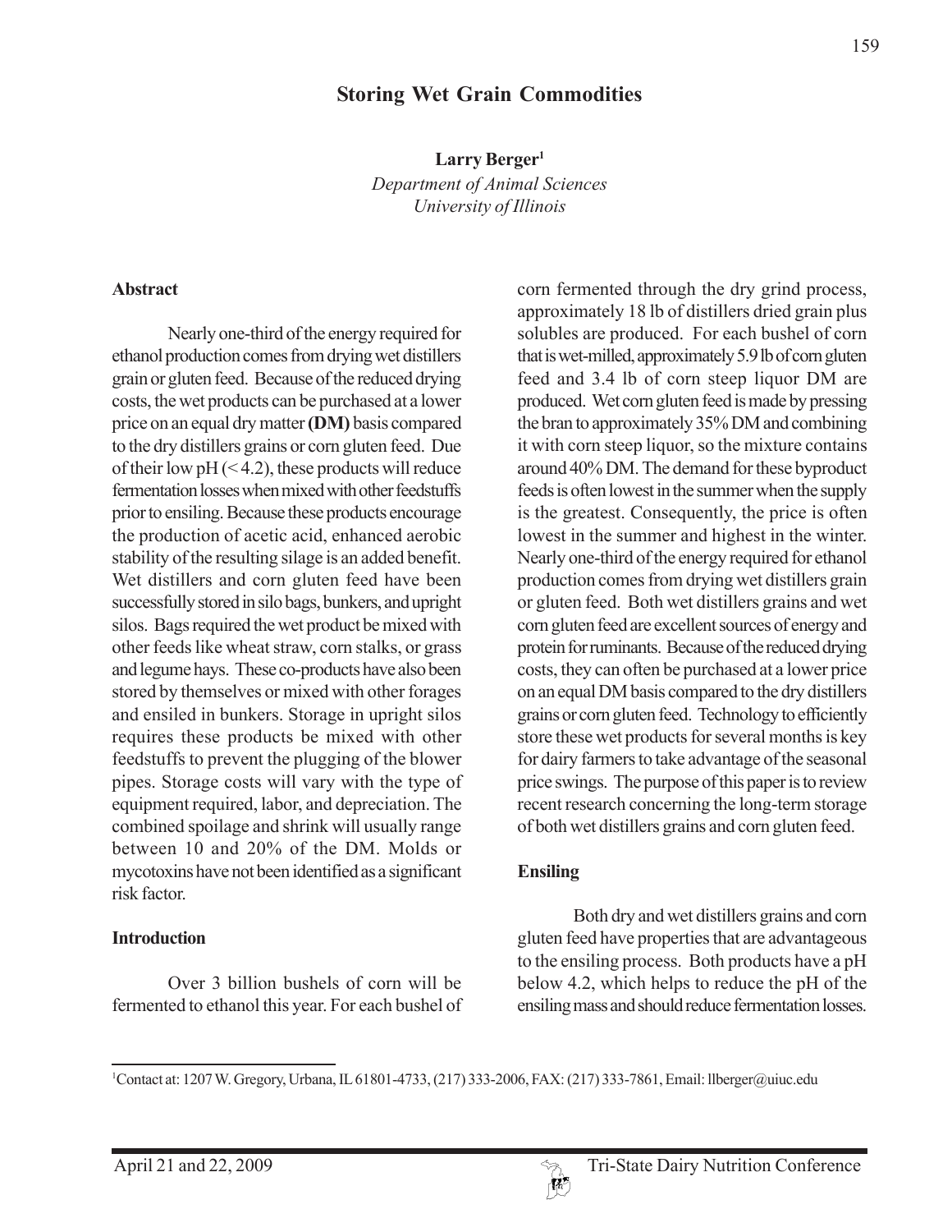# Storing Wet Grain Commodities

**Larry Berger**[1]

*Department of Animal Sciences*
*University of Illinois*

## Abstract

Nearly one-third of the energy required for ethanol production comes from drying wet distillers grain or gluten feed. Because of the reduced drying costs, the wet products can be purchased at a lower price on an equal dry matter **(DM)** basis compared to the dry distillers grains or corn gluten feed. Due of their low pH (< 4.2), these products will reduce fermentation losses when mixed with other feedstuffs prior to ensiling. Because these products encourage the production of acetic acid, enhanced aerobic stability of the resulting silage is an added benefit. Wet distillers and corn gluten feed have been successfully stored in silo bags, bunkers, and upright silos. Bags required the wet product be mixed with other feeds like wheat straw, corn stalks, or grass and legume hays. These co-products have also been stored by themselves or mixed with other forages and ensiled in bunkers. Storage in upright silos requires these products be mixed with other feedstuffs to prevent the plugging of the blower pipes. Storage costs will vary with the type of equipment required, labor, and depreciation. The combined spoilage and shrink will usually range between 10 and 20% of the DM. Molds or mycotoxins have not been identified as a significant risk factor.

## Introduction

Over 3 billion bushels of corn will be fermented to ethanol this year. For each bushel of corn fermented through the dry grind process, approximately 18 lb of distillers dried grain plus solubles are produced. For each bushel of corn that is wet-milled, approximately 5.9 lb of corn gluten feed and 3.4 lb of corn steep liquor DM are produced. Wet corn gluten feed is made by pressing the bran to approximately 35% DM and combining it with corn steep liquor, so the mixture contains around 40% DM. The demand for these byproduct feeds is often lowest in the summer when the supply is the greatest. Consequently, the price is often lowest in the summer and highest in the winter. Nearly one-third of the energy required for ethanol production comes from drying wet distillers grain or gluten feed. Both wet distillers grains and wet corn gluten feed are excellent sources of energy and protein for ruminants. Because of the reduced drying costs, they can often be purchased at a lower price on an equal DM basis compared to the dry distillers grains or corn gluten feed. Technology to efficiently store these wet products for several months is key for dairy farmers to take advantage of the seasonal price swings. The purpose of this paper is to review recent research concerning the long-term storage of both wet distillers grains and corn gluten feed.

## Ensiling

Both dry and wet distillers grains and corn gluten feed have properties that are advantageous to the ensiling process. Both products have a pH below 4.2, which helps to reduce the pH of the ensiling mass and should reduce fermentation losses.

---

[1]Contact at: 1207 W. Gregory, Urbana, IL 61801-4733, (217) 333-2006, FAX: (217) 333-7861, Email: llberger@uiuc.edu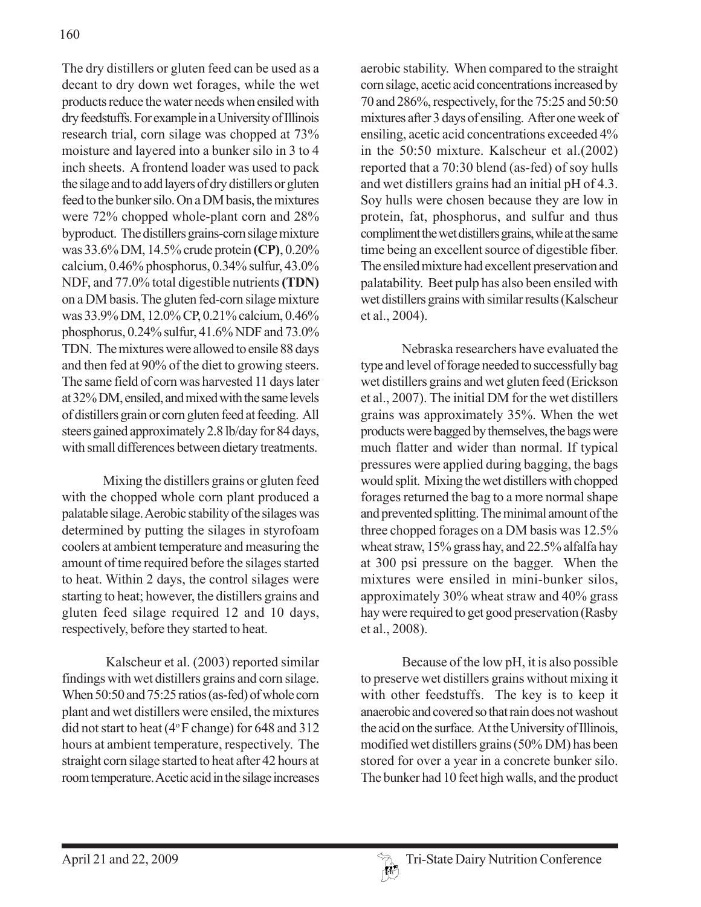The dry distillers or gluten feed can be used as a decant to dry down wet forages, while the wet products reduce the water needs when ensiled with dry feedstuffs. For example in a University of Illinois research trial, corn silage was chopped at 73% moisture and layered into a bunker silo in 3 to 4 inch sheets. A frontend loader was used to pack the silage and to add layers of dry distillers or gluten feed to the bunker silo. On a DM basis, the mixtures were 72% chopped whole-plant corn and 28% byproduct. The distillers grains-corn silage mixture was 33.6% DM, 14.5% crude protein **(CP)**, 0.20% calcium, 0.46% phosphorus, 0.34% sulfur, 43.0% NDF, and 77.0% total digestible nutrients **(TDN)** on a DM basis. The gluten fed-corn silage mixture was 33.9% DM, 12.0% CP, 0.21% calcium, 0.46% phosphorus, 0.24% sulfur, 41.6% NDF and 73.0% TDN. The mixtures were allowed to ensile 88 days and then fed at 90% of the diet to growing steers. The same field of corn was harvested 11 days later at 32% DM, ensiled, and mixed with the same levels of distillers grain or corn gluten feed at feeding. All steers gained approximately 2.8 lb/day for 84 days, with small differences between dietary treatments.

Mixing the distillers grains or gluten feed with the chopped whole corn plant produced a palatable silage. Aerobic stability of the silages was determined by putting the silages in styrofoam coolers at ambient temperature and measuring the amount of time required before the silages started to heat. Within 2 days, the control silages were starting to heat; however, the distillers grains and gluten feed silage required 12 and 10 days, respectively, before they started to heat.

Kalscheur et al. (2003) reported similar findings with wet distillers grains and corn silage. When 50:50 and 75:25 ratios (as-fed) of whole corn plant and wet distillers were ensiled, the mixtures did not start to heat ($4^{o}$F change) for 648 and 312 hours at ambient temperature, respectively. The straight corn silage started to heat after 42 hours at room temperature. Acetic acid in the silage increases aerobic stability. When compared to the straight corn silage, acetic acid concentrations increased by 70 and 286%, respectively, for the 75:25 and 50:50 mixtures after 3 days of ensiling. After one week of ensiling, acetic acid concentrations exceeded 4% in the 50:50 mixture. Kalscheur et al.(2002) reported that a 70:30 blend (as-fed) of soy hulls and wet distillers grains had an initial pH of 4.3. Soy hulls were chosen because they are low in protein, fat, phosphorus, and sulfur and thus compliment the wet distillers grains, while at the same time being an excellent source of digestible fiber. The ensiled mixture had excellent preservation and palatability. Beet pulp has also been ensiled with wet distillers grains with similar results (Kalscheur et al., 2004).

Nebraska researchers have evaluated the type and level of forage needed to successfully bag wet distillers grains and wet gluten feed (Erickson et al., 2007). The initial DM for the wet distillers grains was approximately 35%. When the wet products were bagged by themselves, the bags were much flatter and wider than normal. If typical pressures were applied during bagging, the bags would split. Mixing the wet distillers with chopped forages returned the bag to a more normal shape and prevented splitting. The minimal amount of the three chopped forages on a DM basis was 12.5% wheat straw, 15% grass hay, and 22.5% alfalfa hay at 300 psi pressure on the bagger. When the mixtures were ensiled in mini-bunker silos, approximately 30% wheat straw and 40% grass hay were required to get good preservation (Rasby et al., 2008).

Because of the low pH, it is also possible to preserve wet distillers grains without mixing it with other feedstuffs. The key is to keep it anaerobic and covered so that rain does not washout the acid on the surface. At the University of Illinois, modified wet distillers grains (50% DM) has been stored for over a year in a concrete bunker silo. The bunker had 10 feet high walls, and the product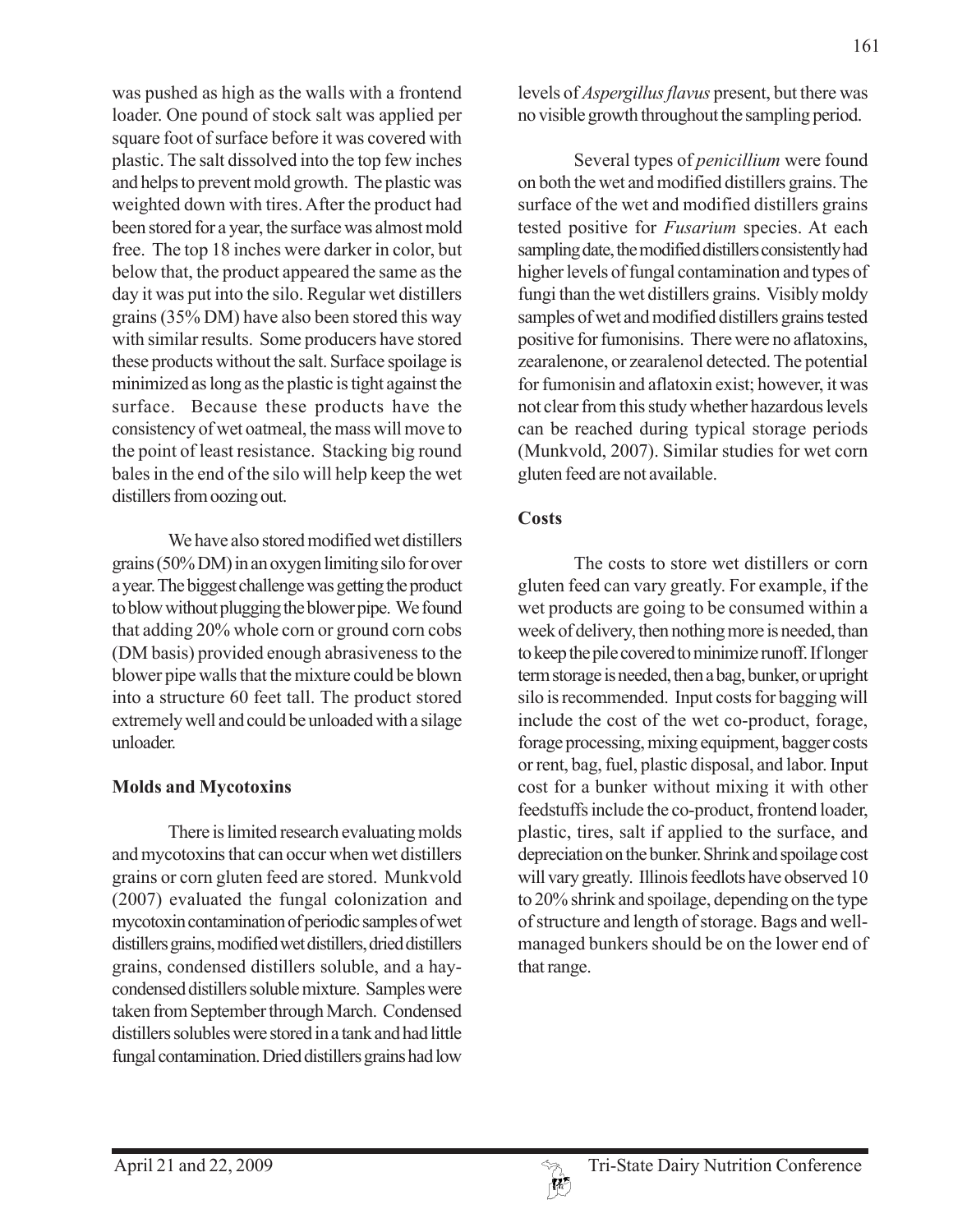was pushed as high as the walls with a frontend loader. One pound of stock salt was applied per square foot of surface before it was covered with plastic. The salt dissolved into the top few inches and helps to prevent mold growth. The plastic was weighted down with tires. After the product had been stored for a year, the surface was almost mold free. The top 18 inches were darker in color, but below that, the product appeared the same as the day it was put into the silo. Regular wet distillers grains (35% DM) have also been stored this way with similar results. Some producers have stored these products without the salt. Surface spoilage is minimized as long as the plastic is tight against the surface. Because these products have the consistency of wet oatmeal, the mass will move to the point of least resistance. Stacking big round bales in the end of the silo will help keep the wet distillers from oozing out.

We have also stored modified wet distillers grains (50% DM) in an oxygen limiting silo for over a year. The biggest challenge was getting the product to blow without plugging the blower pipe. We found that adding 20% whole corn or ground corn cobs (DM basis) provided enough abrasiveness to the blower pipe walls that the mixture could be blown into a structure 60 feet tall. The product stored extremely well and could be unloaded with a silage unloader.

**Molds and Mycotoxins**

There is limited research evaluating molds and mycotoxins that can occur when wet distillers grains or corn gluten feed are stored. Munkvold (2007) evaluated the fungal colonization and mycotoxin contamination of periodic samples of wet distillers grains, modified wet distillers, dried distillers grains, condensed distillers soluble, and a hay-condensed distillers soluble mixture. Samples were taken from September through March. Condensed distillers solubles were stored in a tank and had little fungal contamination. Dried distillers grains had low levels of *Aspergillus flavus* present, but there was no visible growth throughout the sampling period.

Several types of *penicillium* were found on both the wet and modified distillers grains. The surface of the wet and modified distillers grains tested positive for *Fusarium* species. At each sampling date, the modified distillers consistently had higher levels of fungal contamination and types of fungi than the wet distillers grains. Visibly moldy samples of wet and modified distillers grains tested positive for fumonisins. There were no aflatoxins, zearalenone, or zearalenol detected. The potential for fumonisin and aflatoxin exist; however, it was not clear from this study whether hazardous levels can be reached during typical storage periods (Munkvold, 2007). Similar studies for wet corn gluten feed are not available.

**Costs**

The costs to store wet distillers or corn gluten feed can vary greatly. For example, if the wet products are going to be consumed within a week of delivery, then nothing more is needed, than to keep the pile covered to minimize runoff. If longer term storage is needed, then a bag, bunker, or upright silo is recommended. Input costs for bagging will include the cost of the wet co-product, forage, forage processing, mixing equipment, bagger costs or rent, bag, fuel, plastic disposal, and labor. Input cost for a bunker without mixing it with other feedstuffs include the co-product, frontend loader, plastic, tires, salt if applied to the surface, and depreciation on the bunker. Shrink and spoilage cost will vary greatly. Illinois feedlots have observed 10 to 20% shrink and spoilage, depending on the type of structure and length of storage. Bags and well-managed bunkers should be on the lower end of that range.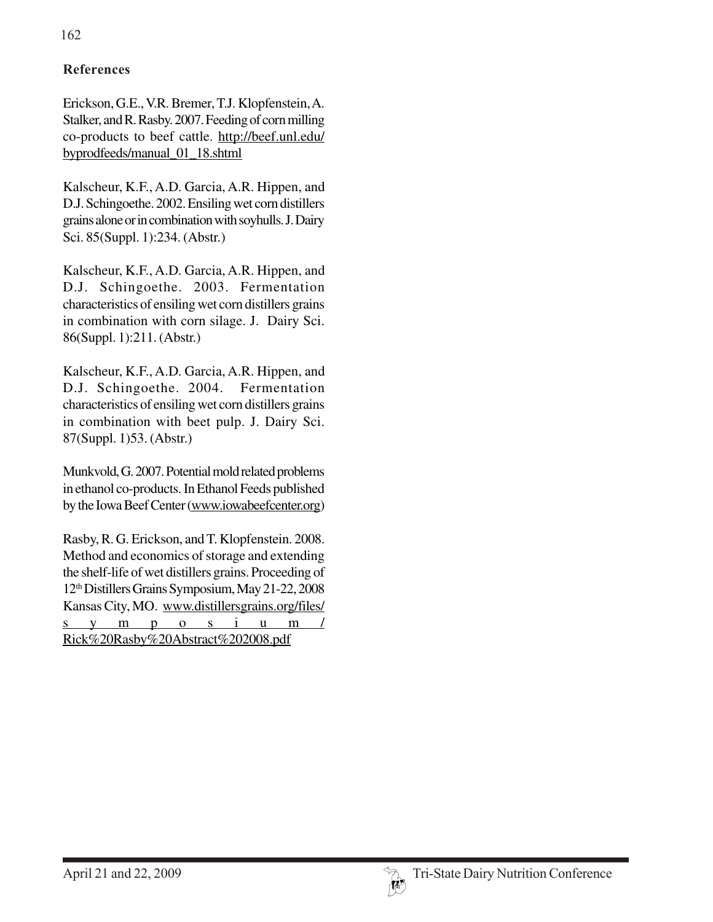## References

Erickson, G.E., V.R. Bremer, T.J. Klopfenstein, A. Stalker, and R. Rasby. 2007. Feeding of corn milling co-products to beef cattle. http://beef.unl.edu/byprodfeeds/manual_01_18.shtml

Kalscheur, K.F., A.D. Garcia, A.R. Hippen, and D.J. Schingoethe. 2002. Ensiling wet corn distillers grains alone or in combination with soyhulls. J. Dairy Sci. 85(Suppl. 1):234. (Abstr.)

Kalscheur, K.F., A.D. Garcia, A.R. Hippen, and D.J. Schingoethe. 2003. Fermentation characteristics of ensiling wet corn distillers grains in combination with corn silage. J. Dairy Sci. 86(Suppl. 1):211. (Abstr.)

Kalscheur, K.F., A.D. Garcia, A.R. Hippen, and D.J. Schingoethe. 2004. Fermentation characteristics of ensiling wet corn distillers grains in combination with beet pulp. J. Dairy Sci. 87(Suppl. 1)53. (Abstr.)

Munkvold, G. 2007. Potential mold related problems in ethanol co-products. In Ethanol Feeds published by the Iowa Beef Center (www.iowabeefcenter.org)

Rasby, R. G. Erickson, and T. Klopfenstein. 2008. Method and economics of storage and extending the shelf-life of wet distillers grains. Proceeding of 12th Distillers Grains Symposium, May 21-22, 2008 Kansas City, MO. www.distillersgrains.org/files/symposium/Rick%20Rasby%20Abstract%202008.pdf